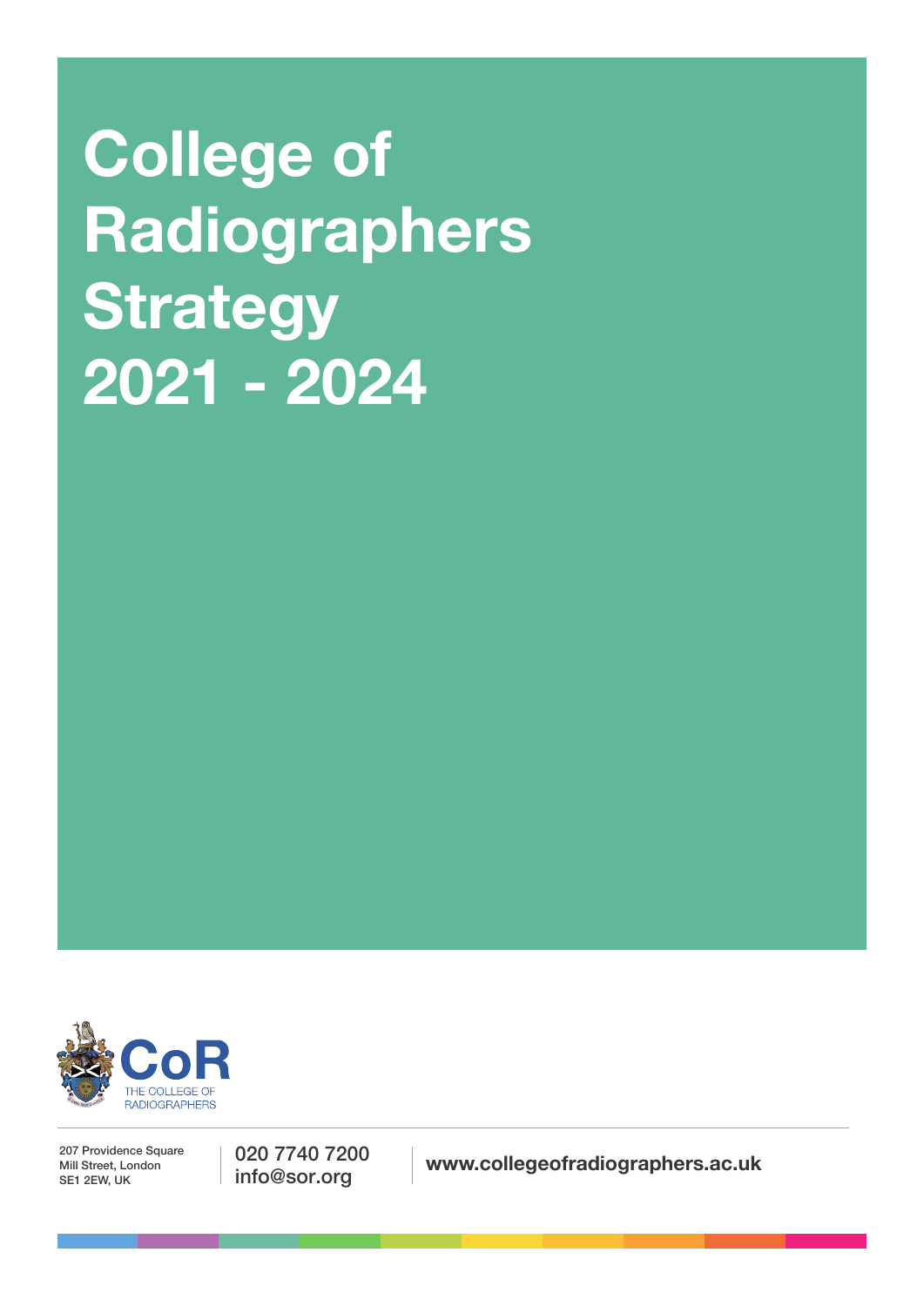# College of Radiographers Strategy 2021 - 2024

CoR
THE COLLEGE OF RADIOGRAPHERS

207 Providence Square
Mill Street, London
SE1 2EW, UK

020 7740 7200
info@sor.org

www.collegeofradiographers.ac.uk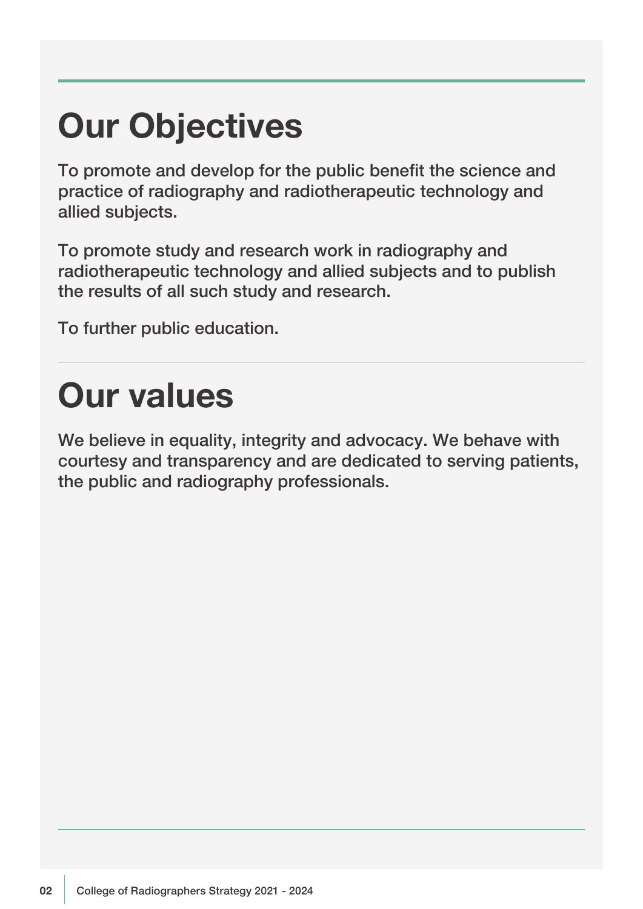# Our Objectives

To promote and develop for the public benefit the science and practice of radiography and radiotherapeutic technology and allied subjects.

To promote study and research work in radiography and radiotherapeutic technology and allied subjects and to publish the results of all such study and research.

To further public education.

---

# Our values

We believe in equality, integrity and advocacy. We behave with courtesy and transparency and are dedicated to serving patients, the public and radiography professionals.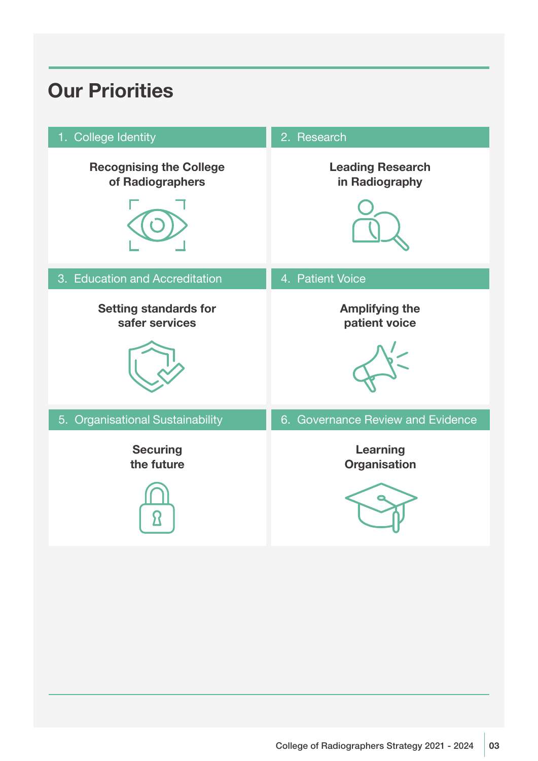## Our Priorities

### 1. College Identity

**Recognising the College of Radiographers**

### 2. Research

**Leading Research in Radiography**

### 3. Education and Accreditation

**Setting standards for safer services**

### 4. Patient Voice

**Amplifying the patient voice**

### 5. Organisational Sustainability

**Securing the future**

### 6. Governance Review and Evidence

**Learning Organisation**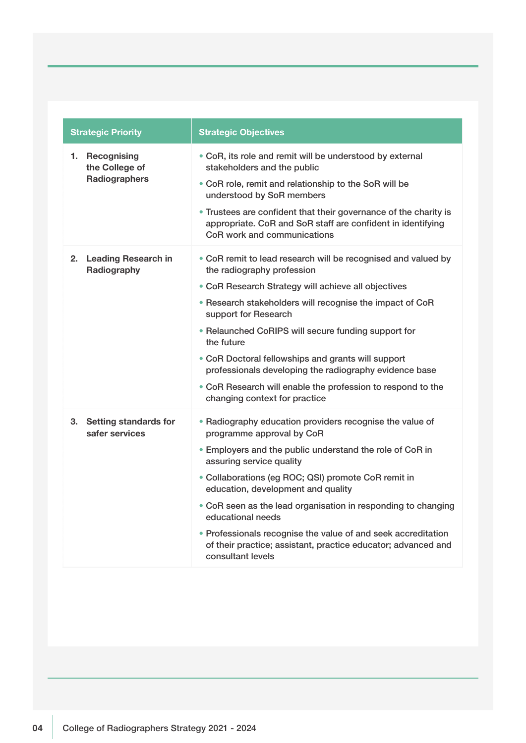| Strategic Priority | Strategic Objectives |
|---|---|
| **1. Recognising the College of Radiographers** | • CoR, its role and remit will be understood by external stakeholders and the public<br>• CoR role, remit and relationship to the SoR will be understood by SoR members<br>• Trustees are confident that their governance of the charity is appropriate. CoR and SoR staff are confident in identifying CoR work and communications |
| **2. Leading Research in Radiography** | • CoR remit to lead research will be recognised and valued by the radiography profession<br>• CoR Research Strategy will achieve all objectives<br>• Research stakeholders will recognise the impact of CoR support for Research<br>• Relaunched CoRIPS will secure funding support for the future<br>• CoR Doctoral fellowships and grants will support professionals developing the radiography evidence base<br>• CoR Research will enable the profession to respond to the changing context for practice |
| **3. Setting standards for safer services** | • Radiography education providers recognise the value of programme approval by CoR<br>• Employers and the public understand the role of CoR in assuring service quality<br>• Collaborations (eg ROC; QSI) promote CoR remit in education, development and quality<br>• CoR seen as the lead organisation in responding to changing educational needs<br>• Professionals recognise the value of and seek accreditation of their practice; assistant, practice educator; advanced and consultant levels |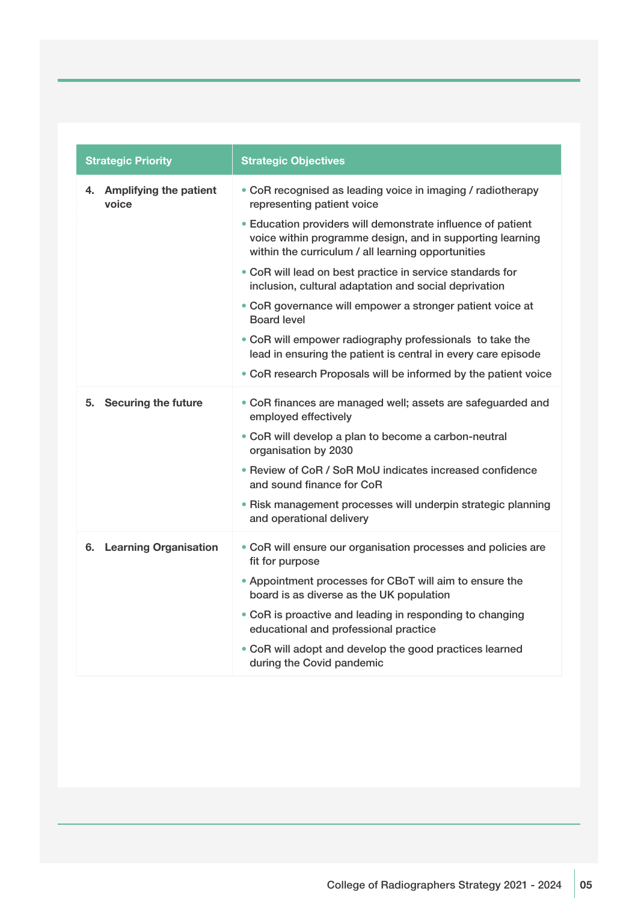| Strategic Priority | Strategic Objectives |
|---|---|
| **4. Amplifying the patient voice** | • CoR recognised as leading voice in imaging / radiotherapy representing patient voice<br>• Education providers will demonstrate influence of patient voice within programme design, and in supporting learning within the curriculum / all learning opportunities<br>• CoR will lead on best practice in service standards for inclusion, cultural adaptation and social deprivation<br>• CoR governance will empower a stronger patient voice at Board level<br>• CoR will empower radiography professionals to take the lead in ensuring the patient is central in every care episode<br>• CoR research Proposals will be informed by the patient voice |
| **5. Securing the future** | • CoR finances are managed well; assets are safeguarded and employed effectively<br>• CoR will develop a plan to become a carbon-neutral organisation by 2030<br>• Review of CoR / SoR MoU indicates increased confidence and sound finance for CoR<br>• Risk management processes will underpin strategic planning and operational delivery |
| **6. Learning Organisation** | • CoR will ensure our organisation processes and policies are fit for purpose<br>• Appointment processes for CBoT will aim to ensure the board is as diverse as the UK population<br>• CoR is proactive and leading in responding to changing educational and professional practice<br>• CoR will adopt and develop the good practices learned during the Covid pandemic |